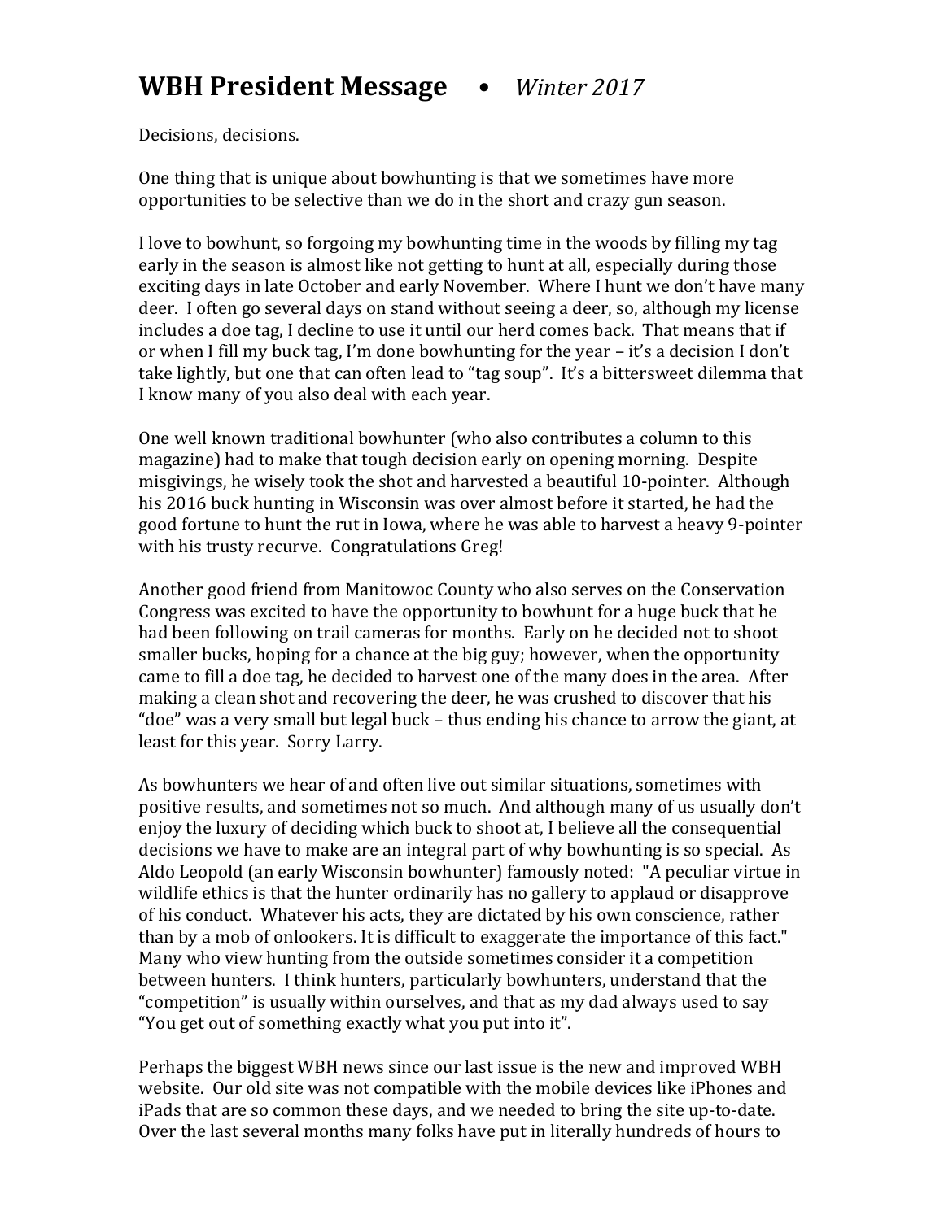# **WBH President Message** • *Winter 2017*

Decisions, decisions.

One thing that is unique about bowhunting is that we sometimes have more opportunities to be selective than we do in the short and crazy gun season.

I love to bowhunt, so forgoing my bowhunting time in the woods by filling my tag early in the season is almost like not getting to hunt at all, especially during those exciting days in late October and early November. Where I hunt we don't have many deer. I often go several days on stand without seeing a deer, so, although my license includes a doe tag, I decline to use it until our herd comes back. That means that if or when I fill my buck tag, I'm done bowhunting for the year – it's a decision I don't take lightly, but one that can often lead to "tag soup". It's a bittersweet dilemma that I know many of you also deal with each year.

One well known traditional bowhunter (who also contributes a column to this magazine) had to make that tough decision early on opening morning. Despite misgivings, he wisely took the shot and harvested a beautiful 10-pointer. Although his 2016 buck hunting in Wisconsin was over almost before it started, he had the good fortune to hunt the rut in Iowa, where he was able to harvest a heavy 9-pointer with his trusty recurve. Congratulations Greg!

Another good friend from Manitowoc County who also serves on the Conservation Congress was excited to have the opportunity to bowhunt for a huge buck that he had been following on trail cameras for months. Early on he decided not to shoot smaller bucks, hoping for a chance at the big guy; however, when the opportunity came to fill a doe tag, he decided to harvest one of the many does in the area. After making a clean shot and recovering the deer, he was crushed to discover that his "doe" was a very small but legal buck – thus ending his chance to arrow the giant, at least for this year. Sorry Larry.

As bowhunters we hear of and often live out similar situations, sometimes with positive results, and sometimes not so much. And although many of us usually don't enjoy the luxury of deciding which buck to shoot at, I believe all the consequential decisions we have to make are an integral part of why bowhunting is so special. As Aldo Leopold (an early Wisconsin bowhunter) famously noted: "A peculiar virtue in wildlife ethics is that the hunter ordinarily has no gallery to applaud or disapprove of his conduct. Whatever his acts, they are dictated by his own conscience, rather than by a mob of onlookers. It is difficult to exaggerate the importance of this fact." Many who view hunting from the outside sometimes consider it a competition between hunters. I think hunters, particularly bowhunters, understand that the "competition" is usually within ourselves, and that as my dad always used to say "You get out of something exactly what you put into it".

Perhaps the biggest WBH news since our last issue is the new and improved WBH website. Our old site was not compatible with the mobile devices like iPhones and iPads that are so common these days, and we needed to bring the site up-to-date. Over the last several months many folks have put in literally hundreds of hours to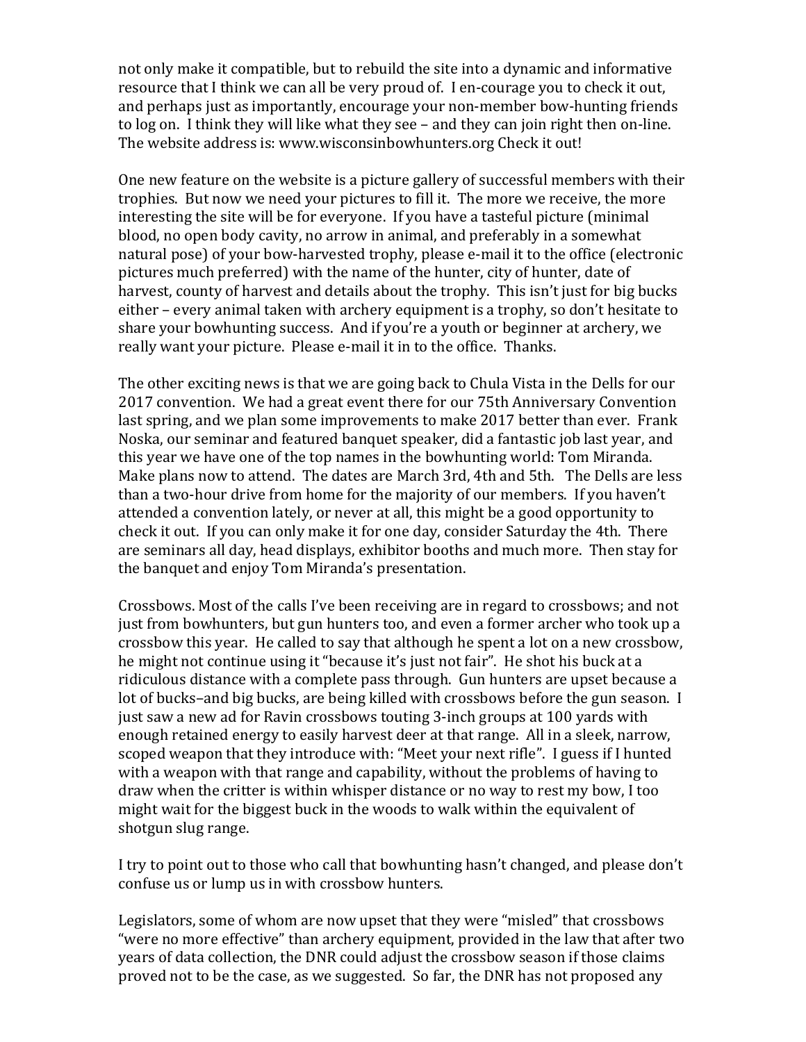not only make it compatible, but to rebuild the site into a dynamic and informative resource that I think we can all be very proud of. I en-courage you to check it out, and perhaps just as importantly, encourage your non-member bow-hunting friends to log on. I think they will like what they see – and they can join right then on-line. The website address is: www.wisconsinbowhunters.org Check it out!

One new feature on the website is a picture gallery of successful members with their trophies. But now we need your pictures to fill it. The more we receive, the more interesting the site will be for everyone. If you have a tasteful picture (minimal blood, no open body cavity, no arrow in animal, and preferably in a somewhat natural pose) of your bow-harvested trophy, please e-mail it to the office (electronic pictures much preferred) with the name of the hunter, city of hunter, date of harvest, county of harvest and details about the trophy. This isn't just for big bucks either – every animal taken with archery equipment is a trophy, so don't hesitate to share your bowhunting success. And if you're a youth or beginner at archery, we really want your picture. Please e-mail it in to the office. Thanks.

The other exciting news is that we are going back to Chula Vista in the Dells for our 2017 convention. We had a great event there for our 75th Anniversary Convention last spring, and we plan some improvements to make 2017 better than ever. Frank Noska, our seminar and featured banquet speaker, did a fantastic job last year, and this year we have one of the top names in the bowhunting world: Tom Miranda. Make plans now to attend. The dates are March 3rd, 4th and 5th. The Dells are less than a two-hour drive from home for the majority of our members. If you haven't attended a convention lately, or never at all, this might be a good opportunity to check it out. If you can only make it for one day, consider Saturday the 4th. There are seminars all day, head displays, exhibitor booths and much more. Then stay for the banquet and enjoy Tom Miranda's presentation.

Crossbows. Most of the calls I've been receiving are in regard to crossbows; and not just from bowhunters, but gun hunters too, and even a former archer who took up a crossbow this year. He called to say that although he spent a lot on a new crossbow, he might not continue using it "because it's just not fair". He shot his buck at a ridiculous distance with a complete pass through. Gun hunters are upset because a lot of bucks–and big bucks, are being killed with crossbows before the gun season. I just saw a new ad for Ravin crossbows touting 3-inch groups at 100 yards with enough retained energy to easily harvest deer at that range. All in a sleek, narrow, scoped weapon that they introduce with: "Meet your next rifle". I guess if I hunted with a weapon with that range and capability, without the problems of having to draw when the critter is within whisper distance or no way to rest my bow, I too might wait for the biggest buck in the woods to walk within the equivalent of shotgun slug range.

I try to point out to those who call that bowhunting hasn't changed, and please don't confuse us or lump us in with crossbow hunters.

Legislators, some of whom are now upset that they were "misled" that crossbows "were no more effective" than archery equipment, provided in the law that after two years of data collection, the DNR could adjust the crossbow season if those claims proved not to be the case, as we suggested. So far, the DNR has not proposed any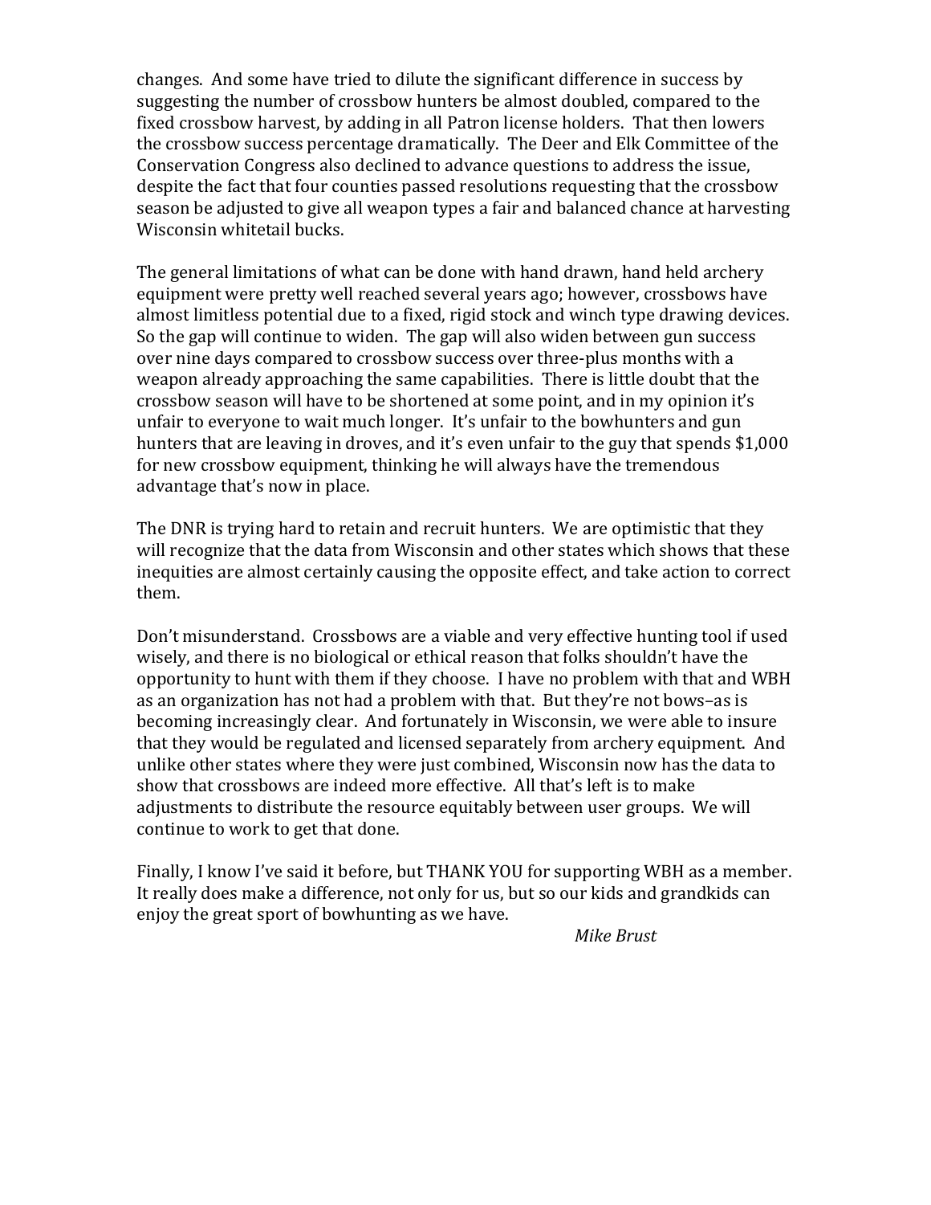changes. And some have tried to dilute the significant difference in success by suggesting the number of crossbow hunters be almost doubled, compared to the fixed crossbow harvest, by adding in all Patron license holders. That then lowers the crossbow success percentage dramatically. The Deer and Elk Committee of the Conservation Congress also declined to advance questions to address the issue, despite the fact that four counties passed resolutions requesting that the crossbow season be adjusted to give all weapon types a fair and balanced chance at harvesting Wisconsin whitetail bucks.

The general limitations of what can be done with hand drawn, hand held archery equipment were pretty well reached several years ago; however, crossbows have almost limitless potential due to a fixed, rigid stock and winch type drawing devices. So the gap will continue to widen. The gap will also widen between gun success over nine days compared to crossbow success over three-plus months with a weapon already approaching the same capabilities. There is little doubt that the crossbow season will have to be shortened at some point, and in my opinion it's unfair to everyone to wait much longer. It's unfair to the bowhunters and gun hunters that are leaving in droves, and it's even unfair to the guy that spends $1,000 for new crossbow equipment, thinking he will always have the tremendous advantage that's now in place.

The DNR is trying hard to retain and recruit hunters. We are optimistic that they will recognize that the data from Wisconsin and other states which shows that these inequities are almost certainly causing the opposite effect, and take action to correct them.

Don't misunderstand. Crossbows are a viable and very effective hunting tool if used wisely, and there is no biological or ethical reason that folks shouldn't have the opportunity to hunt with them if they choose. I have no problem with that and WBH as an organization has not had a problem with that. But they're not bows–as is becoming increasingly clear. And fortunately in Wisconsin, we were able to insure that they would be regulated and licensed separately from archery equipment. And unlike other states where they were just combined, Wisconsin now has the data to show that crossbows are indeed more effective. All that's left is to make adjustments to distribute the resource equitably between user groups. We will continue to work to get that done.

Finally, I know I've said it before, but THANK YOU for supporting WBH as a member. It really does make a difference, not only for us, but so our kids and grandkids can enjoy the great sport of bowhunting as we have.

*Mike Brust*